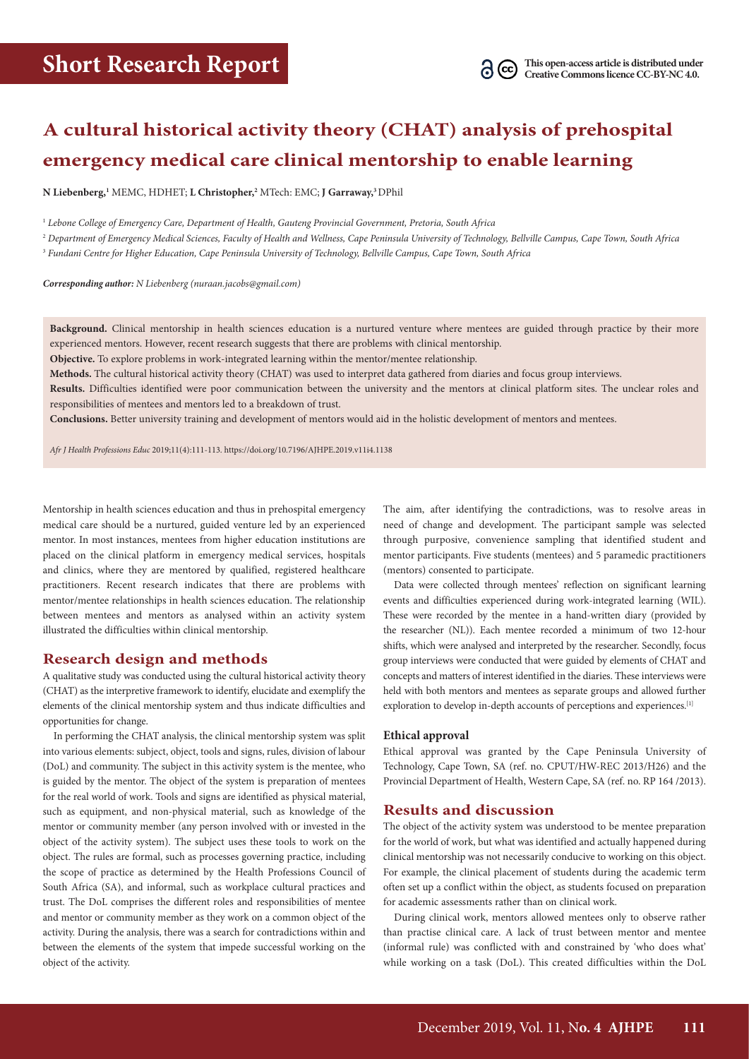Short Research Report

This open-access article is distributed under Creative Commons licence CC-BY-NC 4.0.

# A cultural historical activity theory (CHAT) analysis of prehospital emergency medical care clinical mentorship to enable learning

**N Liebenberg,**[1] MEMC, HDHET; **L Christopher,**[2] MTech: EMC; **J Garraway,**[3] DPhil

[1] *Lebone College of Emergency Care, Department of Health, Gauteng Provincial Government, Pretoria, South Africa*

[2] *Department of Emergency Medical Sciences, Faculty of Health and Wellness, Cape Peninsula University of Technology, Bellville Campus, Cape Town, South Africa*

[3] *Fundani Centre for Higher Education, Cape Peninsula University of Technology, Bellville Campus, Cape Town, South Africa*

***Corresponding author:** N Liebenberg (nuraan.jacobs@gmail.com)*

**Background.** Clinical mentorship in health sciences education is a nurtured venture where mentees are guided through practice by their more experienced mentors. However, recent research suggests that there are problems with clinical mentorship.

**Objective.** To explore problems in work-integrated learning within the mentor/mentee relationship.

**Methods.** The cultural historical activity theory (CHAT) was used to interpret data gathered from diaries and focus group interviews.

**Results.** Difficulties identified were poor communication between the university and the mentors at clinical platform sites. The unclear roles and responsibilities of mentees and mentors led to a breakdown of trust.

**Conclusions.** Better university training and development of mentors would aid in the holistic development of mentors and mentees.

*Afr J Health Professions Educ* 2019;11(4):111-113. https://doi.org/10.7196/AJHPE.2019.v11i4.1138

Mentorship in health sciences education and thus in prehospital emergency medical care should be a nurtured, guided venture led by an experienced mentor. In most instances, mentees from higher education institutions are placed on the clinical platform in emergency medical services, hospitals and clinics, where they are mentored by qualified, registered healthcare practitioners. Recent research indicates that there are problems with mentor/mentee relationships in health sciences education. The relationship between mentees and mentors as analysed within an activity system illustrated the difficulties within clinical mentorship.

## Research design and methods

A qualitative study was conducted using the cultural historical activity theory (CHAT) as the interpretive framework to identify, elucidate and exemplify the elements of the clinical mentorship system and thus indicate difficulties and opportunities for change.

In performing the CHAT analysis, the clinical mentorship system was split into various elements: subject, object, tools and signs, rules, division of labour (DoL) and community. The subject in this activity system is the mentee, who is guided by the mentor. The object of the system is preparation of mentees for the real world of work. Tools and signs are identified as physical material, such as equipment, and non-physical material, such as knowledge of the mentor or community member (any person involved with or invested in the object of the activity system). The subject uses these tools to work on the object. The rules are formal, such as processes governing practice, including the scope of practice as determined by the Health Professions Council of South Africa (SA), and informal, such as workplace cultural practices and trust. The DoL comprises the different roles and responsibilities of mentee and mentor or community member as they work on a common object of the activity. During the analysis, there was a search for contradictions within and between the elements of the system that impede successful working on the object of the activity.

The aim, after identifying the contradictions, was to resolve areas in need of change and development. The participant sample was selected through purposive, convenience sampling that identified student and mentor participants. Five students (mentees) and 5 paramedic practitioners (mentors) consented to participate.

Data were collected through mentees' reflection on significant learning events and difficulties experienced during work-integrated learning (WIL). These were recorded by the mentee in a hand-written diary (provided by the researcher (NL)). Each mentee recorded a minimum of two 12-hour shifts, which were analysed and interpreted by the researcher. Secondly, focus group interviews were conducted that were guided by elements of CHAT and concepts and matters of interest identified in the diaries. These interviews were held with both mentors and mentees as separate groups and allowed further exploration to develop in-depth accounts of perceptions and experiences.[1]

### Ethical approval

Ethical approval was granted by the Cape Peninsula University of Technology, Cape Town, SA (ref. no. CPUT/HW-REC 2013/H26) and the Provincial Department of Health, Western Cape, SA (ref. no. RP 164 /2013).

## Results and discussion

The object of the activity system was understood to be mentee preparation for the world of work, but what was identified and actually happened during clinical mentorship was not necessarily conducive to working on this object. For example, the clinical placement of students during the academic term often set up a conflict within the object, as students focused on preparation for academic assessments rather than on clinical work.

During clinical work, mentors allowed mentees only to observe rather than practise clinical care. A lack of trust between mentor and mentee (informal rule) was conflicted with and constrained by 'who does what' while working on a task (DoL). This created difficulties within the DoL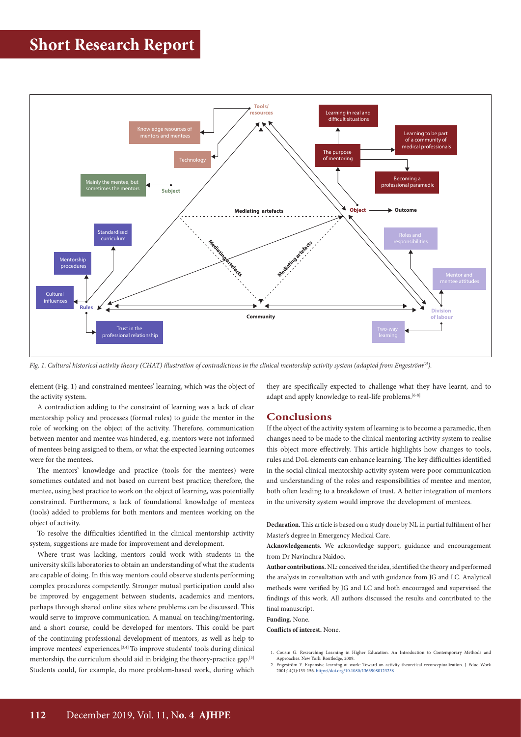Tools/ resources

Knowledge resources of mentors and mentees

Technology

Mainly the mentee, but sometimes the mentors

Subject

Learning in real and difficult situations

Learning to be part of a community of medical professionals

The purpose of mentoring

Becoming a professional paramedic

Object

Outcome

Mediating artefacts

Standardised curriculum

Mentorship procedures

Cultural influences

Rules

Trust in the professional relationship

Mediating artefacts

Mediating artefacts

Community

Roles and responsibilities

Mentor and mentee attitudes

Division of labour

Two-way learning

*Fig. 1. Cultural historical activity theory (CHAT) illustration of contradictions in the clinical mentorship activity system (adapted from Engeström[2]).*

element (Fig. 1) and constrained mentees' learning, which was the object of the activity system.

A contradiction adding to the constraint of learning was a lack of clear mentorship policy and processes (formal rules) to guide the mentor in the role of working on the object of the activity. Therefore, communication between mentor and mentee was hindered, e.g. mentors were not informed of mentees being assigned to them, or what the expected learning outcomes were for the mentees.

The mentors' knowledge and practice (tools for the mentees) were sometimes outdated and not based on current best practice; therefore, the mentee, using best practice to work on the object of learning, was potentially constrained. Furthermore, a lack of foundational knowledge of mentees (tools) added to problems for both mentors and mentees working on the object of activity.

To resolve the difficulties identified in the clinical mentorship activity system, suggestions are made for improvement and development.

Where trust was lacking, mentors could work with students in the university skills laboratories to obtain an understanding of what the students are capable of doing. In this way mentors could observe students performing complex procedures competently. Stronger mutual participation could also be improved by engagement between students, academics and mentors, perhaps through shared online sites where problems can be discussed. This would serve to improve communication. A manual on teaching/mentoring, and a short course, could be developed for mentors. This could be part of the continuing professional development of mentors, as well as help to improve mentees' experiences.[3,4] To improve students' tools during clinical mentorship, the curriculum should aid in bridging the theory-practice gap.[5] Students could, for example, do more problem-based work, during which they are specifically expected to challenge what they have learnt, and to adapt and apply knowledge to real-life problems.[6-8]

## Conclusions

If the object of the activity system of learning is to become a paramedic, then changes need to be made to the clinical mentoring activity system to realise this object more effectively. This article highlights how changes to tools, rules and DoL elements can enhance learning. The key difficulties identified in the social clinical mentorship activity system were poor communication and understanding of the roles and responsibilities of mentee and mentor, both often leading to a breakdown of trust. A better integration of mentors in the university system would improve the development of mentees.

**Declaration.** This article is based on a study done by NL in partial fulfilment of her Master's degree in Emergency Medical Care.

**Acknowledgements.** We acknowledge support, guidance and encouragement from Dr Navindhra Naidoo.

**Author contributions.** NL: conceived the idea, identified the theory and performed the analysis in consultation with and with guidance from JG and LC. Analytical methods were verified by JG and LC and both encouraged and supervised the findings of this work. All authors discussed the results and contributed to the final manuscript.

**Funding.** None.

**Conflicts of interest.** None.

1. Cousin G. Researching Learning in Higher Education. An Introduction to Contemporary Methods and Approaches. New York: Routledge, 2009.
2. Engeström Y. Expansive learning at work: Toward an activity theoretical reconceptualization. J Educ Work 2001;14(1):133-156. https://doi.org/10.1080/13639080123238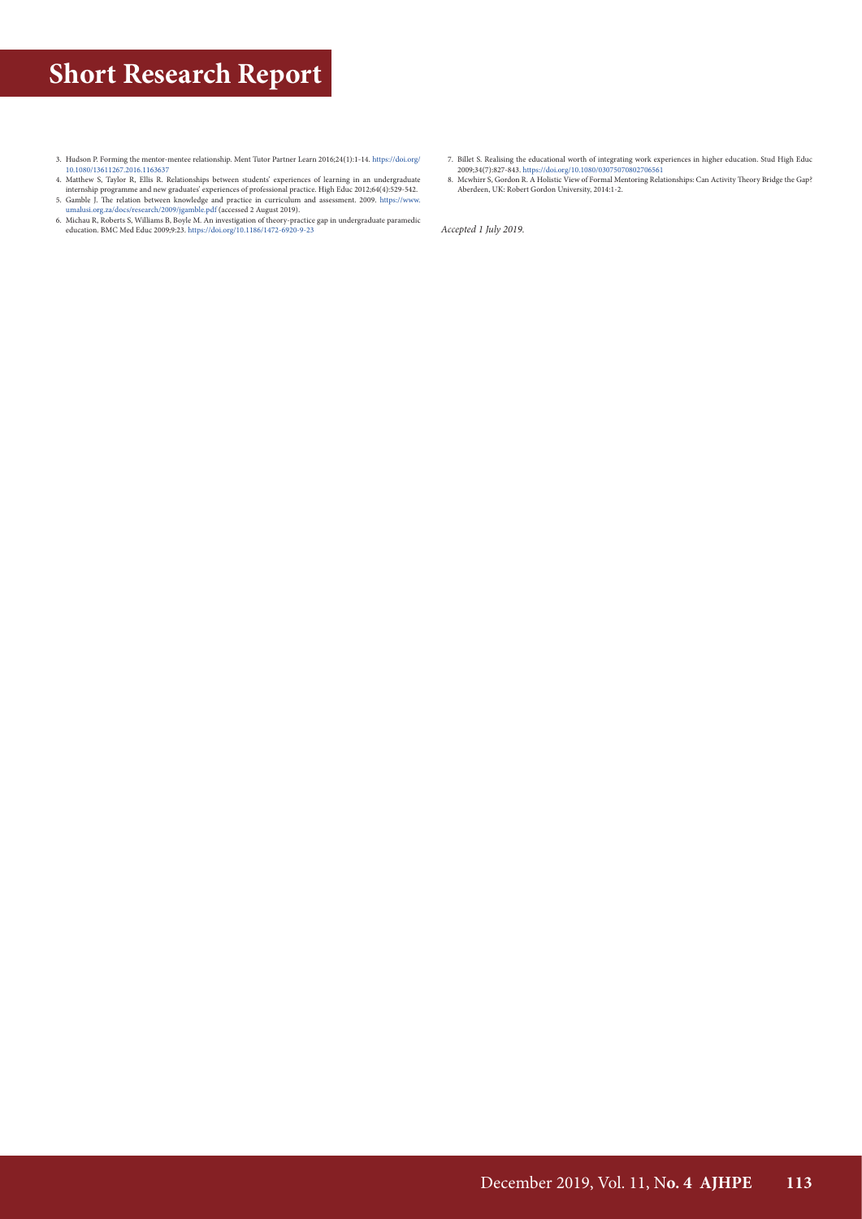3. Hudson P. Forming the mentor-mentee relationship. Ment Tutor Partner Learn 2016;24(1):1-14. https://doi.org/10.1080/13611267.2016.1163637
4. Matthew S, Taylor R, Ellis R. Relationships between students' experiences of learning in an undergraduate internship programme and new graduates' experiences of professional practice. High Educ 2012;64(4):529-542.
5. Gamble J. The relation between knowledge and practice in curriculum and assessment. 2009. https://www.umalusi.org.za/docs/research/2009/jgamble.pdf (accessed 2 August 2019).
6. Michau R, Roberts S, Williams B, Boyle M. An investigation of theory-practice gap in undergraduate paramedic education. BMC Med Educ 2009;9:23. https://doi.org/10.1186/1472-6920-9-23
7. Billet S. Realising the educational worth of integrating work experiences in higher education. Stud High Educ 2009;34(7):827-843. https://doi.org/10.1080/03075070802706561
8. Mcwhirr S, Gordon R. A Holistic View of Formal Mentoring Relationships: Can Activity Theory Bridge the Gap? Aberdeen, UK: Robert Gordon University, 2014:1-2.

*Accepted 1 July 2019.*